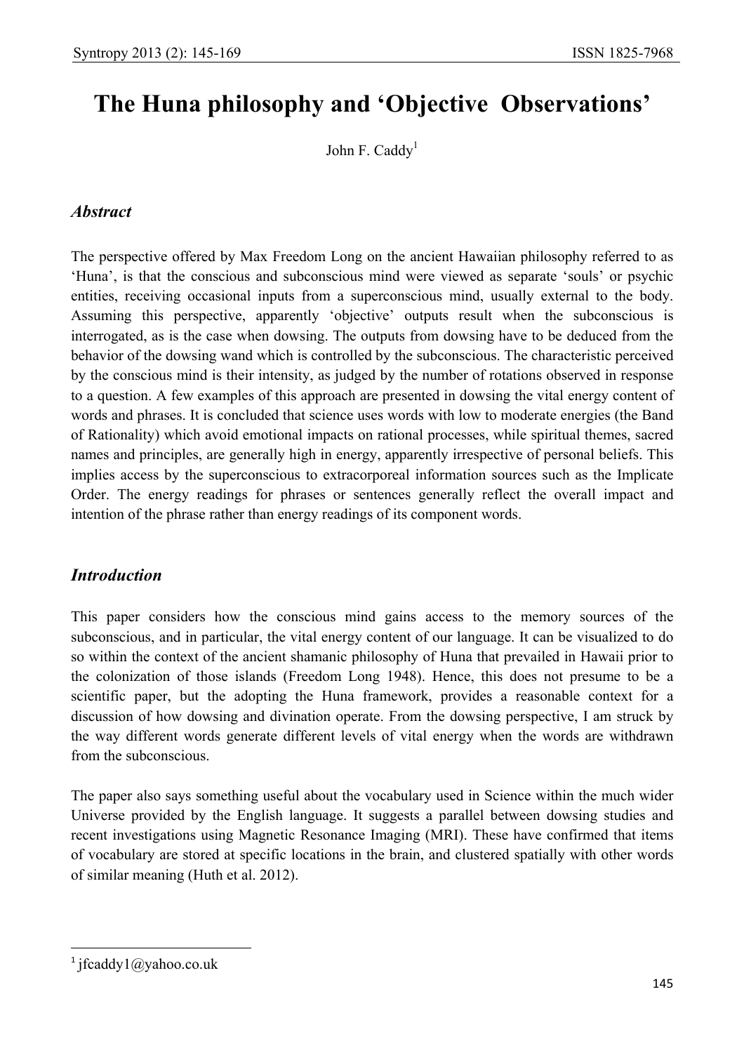# The Huna philosophy and 'Objective Observations'

John F. Caddy[1]

## *Abstract*

The perspective offered by Max Freedom Long on the ancient Hawaiian philosophy referred to as 'Huna', is that the conscious and subconscious mind were viewed as separate 'souls' or psychic entities, receiving occasional inputs from a superconscious mind, usually external to the body. Assuming this perspective, apparently 'objective' outputs result when the subconscious is interrogated, as is the case when dowsing. The outputs from dowsing have to be deduced from the behavior of the dowsing wand which is controlled by the subconscious. The characteristic perceived by the conscious mind is their intensity, as judged by the number of rotations observed in response to a question. A few examples of this approach are presented in dowsing the vital energy content of words and phrases. It is concluded that science uses words with low to moderate energies (the Band of Rationality) which avoid emotional impacts on rational processes, while spiritual themes, sacred names and principles, are generally high in energy, apparently irrespective of personal beliefs. This implies access by the superconscious to extracorporeal information sources such as the Implicate Order. The energy readings for phrases or sentences generally reflect the overall impact and intention of the phrase rather than energy readings of its component words.

## *Introduction*

This paper considers how the conscious mind gains access to the memory sources of the subconscious, and in particular, the vital energy content of our language. It can be visualized to do so within the context of the ancient shamanic philosophy of Huna that prevailed in Hawaii prior to the colonization of those islands (Freedom Long 1948). Hence, this does not presume to be a scientific paper, but the adopting the Huna framework, provides a reasonable context for a discussion of how dowsing and divination operate. From the dowsing perspective, I am struck by the way different words generate different levels of vital energy when the words are withdrawn from the subconscious.

The paper also says something useful about the vocabulary used in Science within the much wider Universe provided by the English language. It suggests a parallel between dowsing studies and recent investigations using Magnetic Resonance Imaging (MRI). These have confirmed that items of vocabulary are stored at specific locations in the brain, and clustered spatially with other words of similar meaning (Huth et al. 2012).

---

[1] jfcaddy1@yahoo.co.uk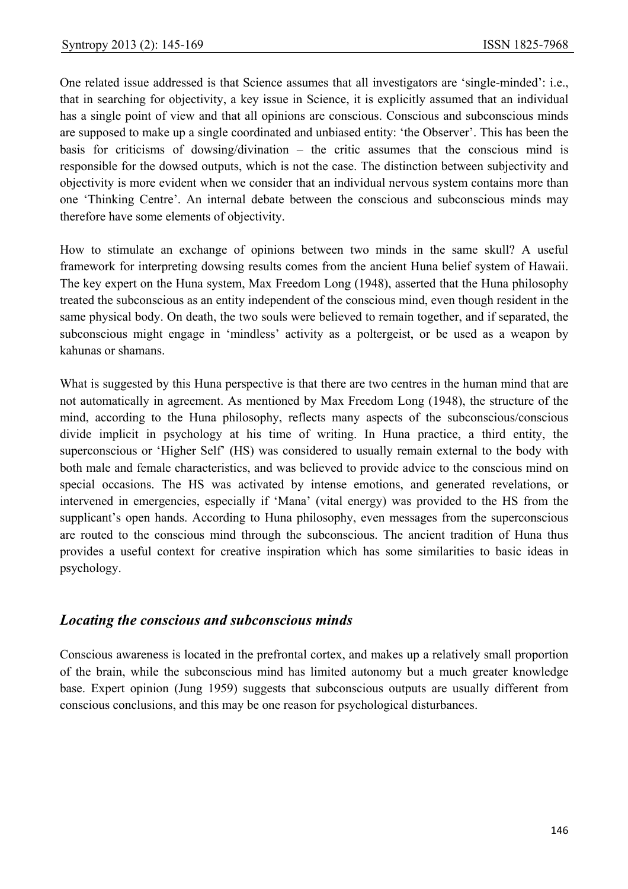One related issue addressed is that Science assumes that all investigators are 'single-minded': i.e., that in searching for objectivity, a key issue in Science, it is explicitly assumed that an individual has a single point of view and that all opinions are conscious. Conscious and subconscious minds are supposed to make up a single coordinated and unbiased entity: 'the Observer'. This has been the basis for criticisms of dowsing/divination – the critic assumes that the conscious mind is responsible for the dowsed outputs, which is not the case. The distinction between subjectivity and objectivity is more evident when we consider that an individual nervous system contains more than one 'Thinking Centre'. An internal debate between the conscious and subconscious minds may therefore have some elements of objectivity.

How to stimulate an exchange of opinions between two minds in the same skull? A useful framework for interpreting dowsing results comes from the ancient Huna belief system of Hawaii. The key expert on the Huna system, Max Freedom Long (1948), asserted that the Huna philosophy treated the subconscious as an entity independent of the conscious mind, even though resident in the same physical body. On death, the two souls were believed to remain together, and if separated, the subconscious might engage in 'mindless' activity as a poltergeist, or be used as a weapon by kahunas or shamans.

What is suggested by this Huna perspective is that there are two centres in the human mind that are not automatically in agreement. As mentioned by Max Freedom Long (1948), the structure of the mind, according to the Huna philosophy, reflects many aspects of the subconscious/conscious divide implicit in psychology at his time of writing. In Huna practice, a third entity, the superconscious or 'Higher Self' (HS) was considered to usually remain external to the body with both male and female characteristics, and was believed to provide advice to the conscious mind on special occasions. The HS was activated by intense emotions, and generated revelations, or intervened in emergencies, especially if 'Mana' (vital energy) was provided to the HS from the supplicant's open hands. According to Huna philosophy, even messages from the superconscious are routed to the conscious mind through the subconscious. The ancient tradition of Huna thus provides a useful context for creative inspiration which has some similarities to basic ideas in psychology.

## *Locating the conscious and subconscious minds*

Conscious awareness is located in the prefrontal cortex, and makes up a relatively small proportion of the brain, while the subconscious mind has limited autonomy but a much greater knowledge base. Expert opinion (Jung 1959) suggests that subconscious outputs are usually different from conscious conclusions, and this may be one reason for psychological disturbances.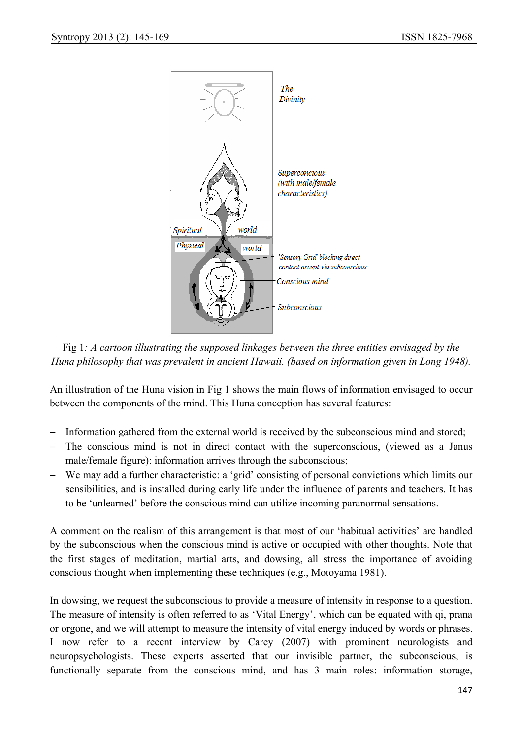Fig 1*: A cartoon illustrating the supposed linkages between the three entities envisaged by the Huna philosophy that was prevalent in ancient Hawaii. (based on information given in Long 1948).*

An illustration of the Huna vision in Fig 1 shows the main flows of information envisaged to occur between the components of the mind. This Huna conception has several features:

- Information gathered from the external world is received by the subconscious mind and stored;
- The conscious mind is not in direct contact with the superconscious, (viewed as a Janus male/female figure): information arrives through the subconscious;
- We may add a further characteristic: a 'grid' consisting of personal convictions which limits our sensibilities, and is installed during early life under the influence of parents and teachers. It has to be 'unlearned' before the conscious mind can utilize incoming paranormal sensations.

A comment on the realism of this arrangement is that most of our 'habitual activities' are handled by the subconscious when the conscious mind is active or occupied with other thoughts. Note that the first stages of meditation, martial arts, and dowsing, all stress the importance of avoiding conscious thought when implementing these techniques (e.g., Motoyama 1981).

In dowsing, we request the subconscious to provide a measure of intensity in response to a question. The measure of intensity is often referred to as 'Vital Energy', which can be equated with qi, prana or orgone, and we will attempt to measure the intensity of vital energy induced by words or phrases. I now refer to a recent interview by Carey (2007) with prominent neurologists and neuropsychologists. These experts asserted that our invisible partner, the subconscious, is functionally separate from the conscious mind, and has 3 main roles: information storage,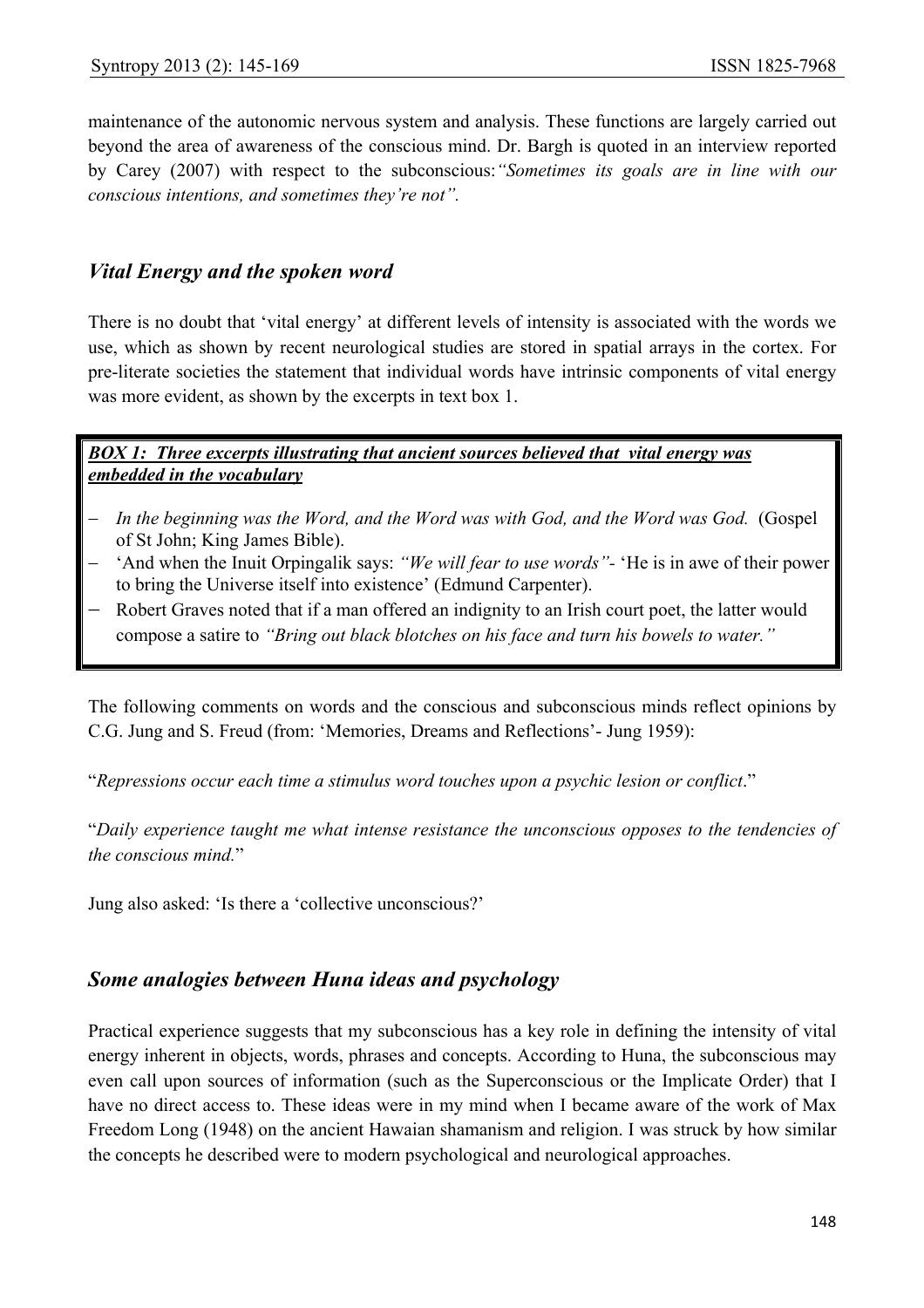maintenance of the autonomic nervous system and analysis. These functions are largely carried out beyond the area of awareness of the conscious mind. Dr. Bargh is quoted in an interview reported by Carey (2007) with respect to the subconscious: *"Sometimes its goals are in line with our conscious intentions, and sometimes they're not".*

## *Vital Energy and the spoken word*

There is no doubt that 'vital energy' at different levels of intensity is associated with the words we use, which as shown by recent neurological studies are stored in spatial arrays in the cortex. For pre-literate societies the statement that individual words have intrinsic components of vital energy was more evident, as shown by the excerpts in text box 1.

> ***BOX 1: Three excerpts illustrating that ancient sources believed that vital energy was embedded in the vocabulary***
>
> - *In the beginning was the Word, and the Word was with God, and the Word was God.* (Gospel of St John; King James Bible).
> - 'And when the Inuit Orpingalik says: *"We will fear to use words"*- 'He is in awe of their power to bring the Universe itself into existence' (Edmund Carpenter).
> - Robert Graves noted that if a man offered an indignity to an Irish court poet, the latter would compose a satire to *"Bring out black blotches on his face and turn his bowels to water."*

The following comments on words and the conscious and subconscious minds reflect opinions by C.G. Jung and S. Freud (from: 'Memories, Dreams and Reflections'- Jung 1959):

"*Repressions occur each time a stimulus word touches upon a psychic lesion or conflict*."

"*Daily experience taught me what intense resistance the unconscious opposes to the tendencies of the conscious mind.*"

Jung also asked: 'Is there a 'collective unconscious?'

## *Some analogies between Huna ideas and psychology*

Practical experience suggests that my subconscious has a key role in defining the intensity of vital energy inherent in objects, words, phrases and concepts. According to Huna, the subconscious may even call upon sources of information (such as the Superconscious or the Implicate Order) that I have no direct access to. These ideas were in my mind when I became aware of the work of Max Freedom Long (1948) on the ancient Hawaiian shamanism and religion. I was struck by how similar the concepts he described were to modern psychological and neurological approaches.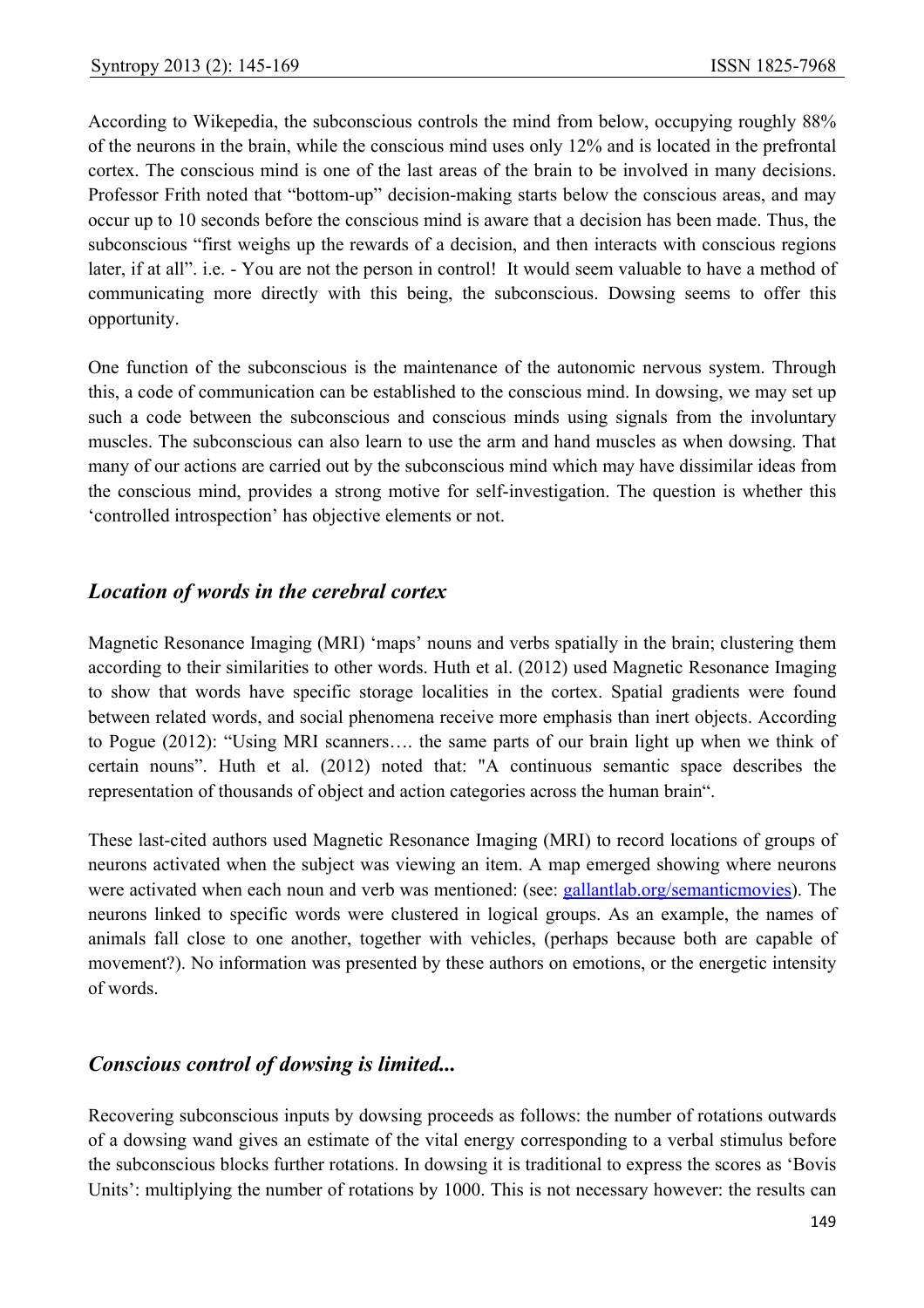According to Wikepedia, the subconscious controls the mind from below, occupying roughly 88% of the neurons in the brain, while the conscious mind uses only 12% and is located in the prefrontal cortex. The conscious mind is one of the last areas of the brain to be involved in many decisions. Professor Frith noted that "bottom-up" decision-making starts below the conscious areas, and may occur up to 10 seconds before the conscious mind is aware that a decision has been made. Thus, the subconscious "first weighs up the rewards of a decision, and then interacts with conscious regions later, if at all". i.e. - You are not the person in control! It would seem valuable to have a method of communicating more directly with this being, the subconscious. Dowsing seems to offer this opportunity.

One function of the subconscious is the maintenance of the autonomic nervous system. Through this, a code of communication can be established to the conscious mind. In dowsing, we may set up such a code between the subconscious and conscious minds using signals from the involuntary muscles. The subconscious can also learn to use the arm and hand muscles as when dowsing. That many of our actions are carried out by the subconscious mind which may have dissimilar ideas from the conscious mind, provides a strong motive for self-investigation. The question is whether this 'controlled introspection' has objective elements or not.

## *Location of words in the cerebral cortex*

Magnetic Resonance Imaging (MRI) 'maps' nouns and verbs spatially in the brain; clustering them according to their similarities to other words. Huth et al. (2012) used Magnetic Resonance Imaging to show that words have specific storage localities in the cortex. Spatial gradients were found between related words, and social phenomena receive more emphasis than inert objects. According to Pogue (2012): "Using MRI scanners…. the same parts of our brain light up when we think of certain nouns". Huth et al. (2012) noted that: "A continuous semantic space describes the representation of thousands of object and action categories across the human brain".

These last-cited authors used Magnetic Resonance Imaging (MRI) to record locations of groups of neurons activated when the subject was viewing an item. A map emerged showing where neurons were activated when each noun and verb was mentioned: (see: [gallantlab.org/semanticmovies](gallantlab.org/semanticmovies)). The neurons linked to specific words were clustered in logical groups. As an example, the names of animals fall close to one another, together with vehicles, (perhaps because both are capable of movement?). No information was presented by these authors on emotions, or the energetic intensity of words.

## *Conscious control of dowsing is limited...*

Recovering subconscious inputs by dowsing proceeds as follows: the number of rotations outwards of a dowsing wand gives an estimate of the vital energy corresponding to a verbal stimulus before the subconscious blocks further rotations. In dowsing it is traditional to express the scores as 'Bovis Units': multiplying the number of rotations by 1000. This is not necessary however: the results can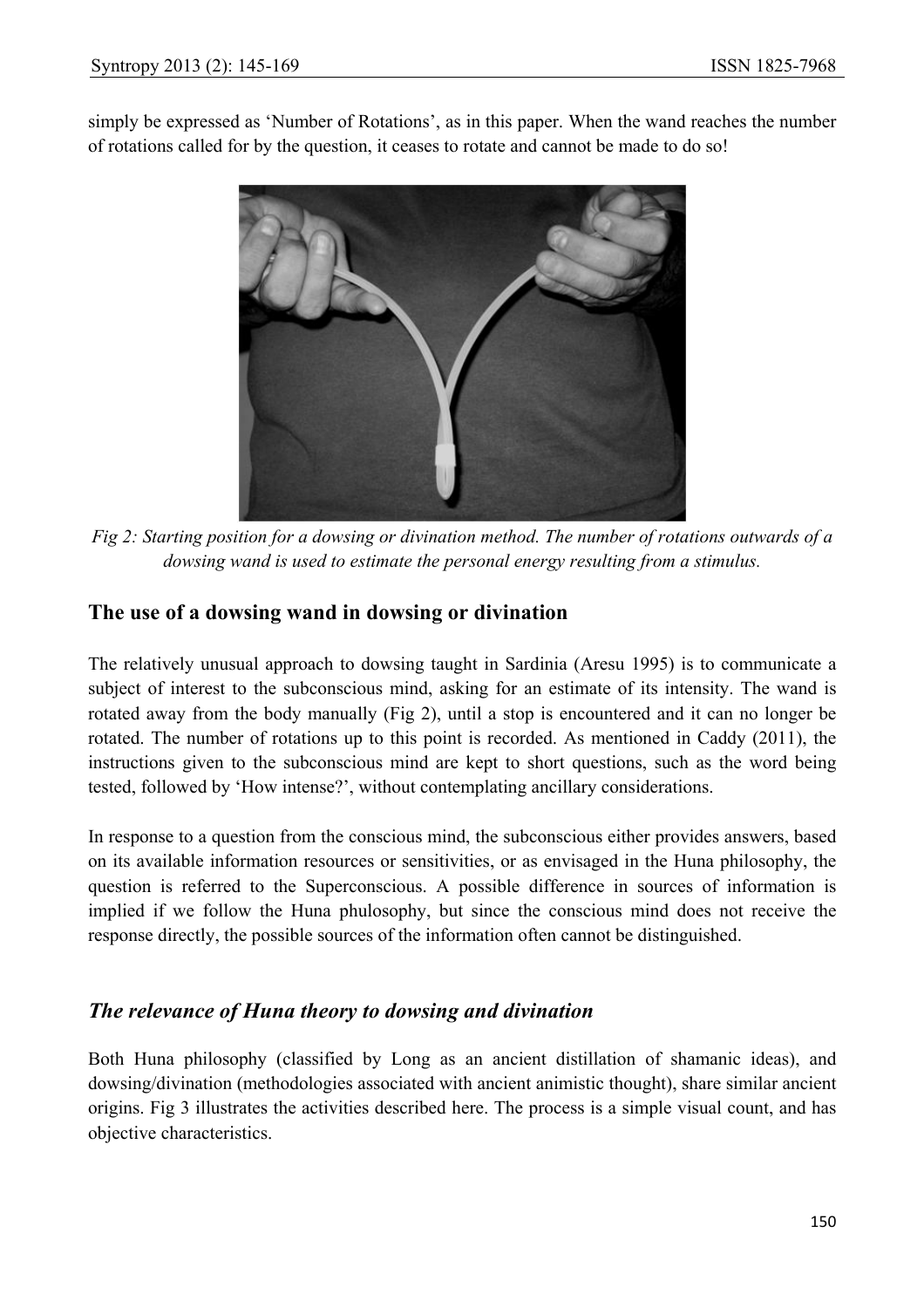simply be expressed as 'Number of Rotations', as in this paper. When the wand reaches the number of rotations called for by the question, it ceases to rotate and cannot be made to do so!

*Fig 2: Starting position for a dowsing or divination method. The number of rotations outwards of a dowsing wand is used to estimate the personal energy resulting from a stimulus.*

## The use of a dowsing wand in dowsing or divination

The relatively unusual approach to dowsing taught in Sardinia (Aresu 1995) is to communicate a subject of interest to the subconscious mind, asking for an estimate of its intensity. The wand is rotated away from the body manually (Fig 2), until a stop is encountered and it can no longer be rotated. The number of rotations up to this point is recorded. As mentioned in Caddy (2011), the instructions given to the subconscious mind are kept to short questions, such as the word being tested, followed by 'How intense?', without contemplating ancillary considerations.

In response to a question from the conscious mind, the subconscious either provides answers, based on its available information resources or sensitivities, or as envisaged in the Huna philosophy, the question is referred to the Superconscious. A possible difference in sources of information is implied if we follow the Huna phulosophy, but since the conscious mind does not receive the response directly, the possible sources of the information often cannot be distinguished.

### *The relevance of Huna theory to dowsing and divination*

Both Huna philosophy (classified by Long as an ancient distillation of shamanic ideas), and dowsing/divination (methodologies associated with ancient animistic thought), share similar ancient origins. Fig 3 illustrates the activities described here. The process is a simple visual count, and has objective characteristics.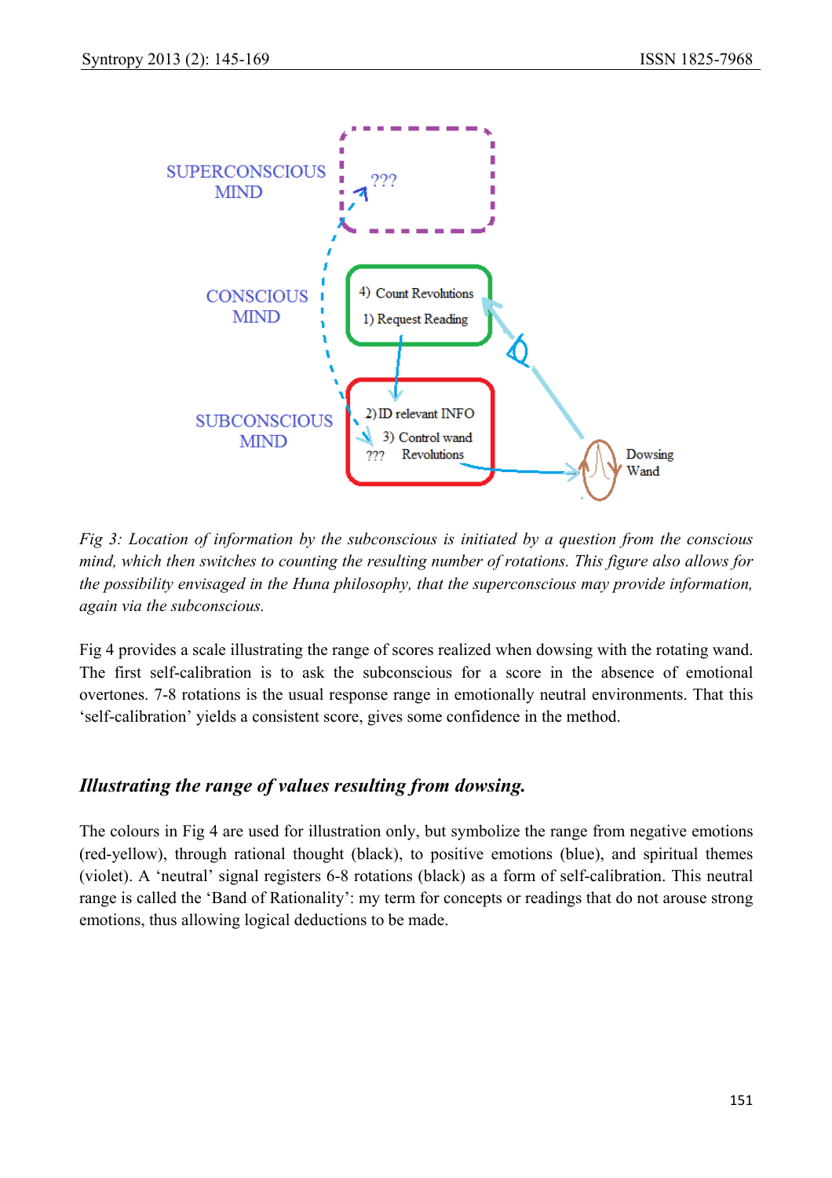*Fig 3: Location of information by the subconscious is initiated by a question from the conscious mind, which then switches to counting the resulting number of rotations. This figure also allows for the possibility envisaged in the Huna philosophy, that the superconscious may provide information, again via the subconscious.*

Fig 4 provides a scale illustrating the range of scores realized when dowsing with the rotating wand. The first self-calibration is to ask the subconscious for a score in the absence of emotional overtones. 7-8 rotations is the usual response range in emotionally neutral environments. That this 'self-calibration' yields a consistent score, gives some confidence in the method.

### *Illustrating the range of values resulting from dowsing.*

The colours in Fig 4 are used for illustration only, but symbolize the range from negative emotions (red-yellow), through rational thought (black), to positive emotions (blue), and spiritual themes (violet). A 'neutral' signal registers 6-8 rotations (black) as a form of self-calibration. This neutral range is called the 'Band of Rationality': my term for concepts or readings that do not arouse strong emotions, thus allowing logical deductions to be made.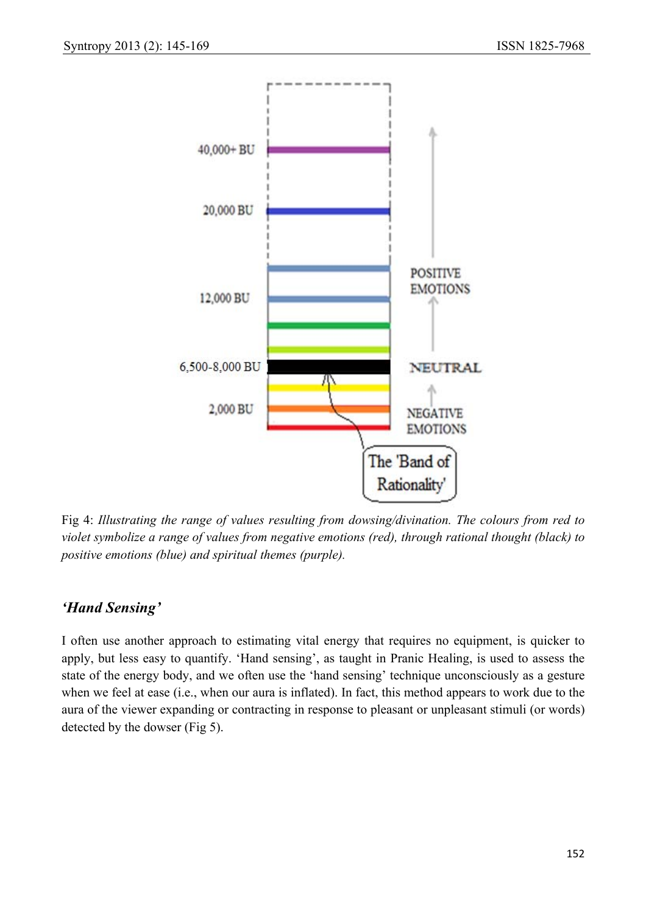Fig 4: *Illustrating the range of values resulting from dowsing/divination. The colours from red to violet symbolize a range of values from negative emotions (red), through rational thought (black) to positive emotions (blue) and spiritual themes (purple).*

### *'Hand Sensing'*

I often use another approach to estimating vital energy that requires no equipment, is quicker to apply, but less easy to quantify. 'Hand sensing', as taught in Pranic Healing, is used to assess the state of the energy body, and we often use the 'hand sensing' technique unconsciously as a gesture when we feel at ease (i.e., when our aura is inflated). In fact, this method appears to work due to the aura of the viewer expanding or contracting in response to pleasant or unpleasant stimuli (or words) detected by the dowser (Fig 5).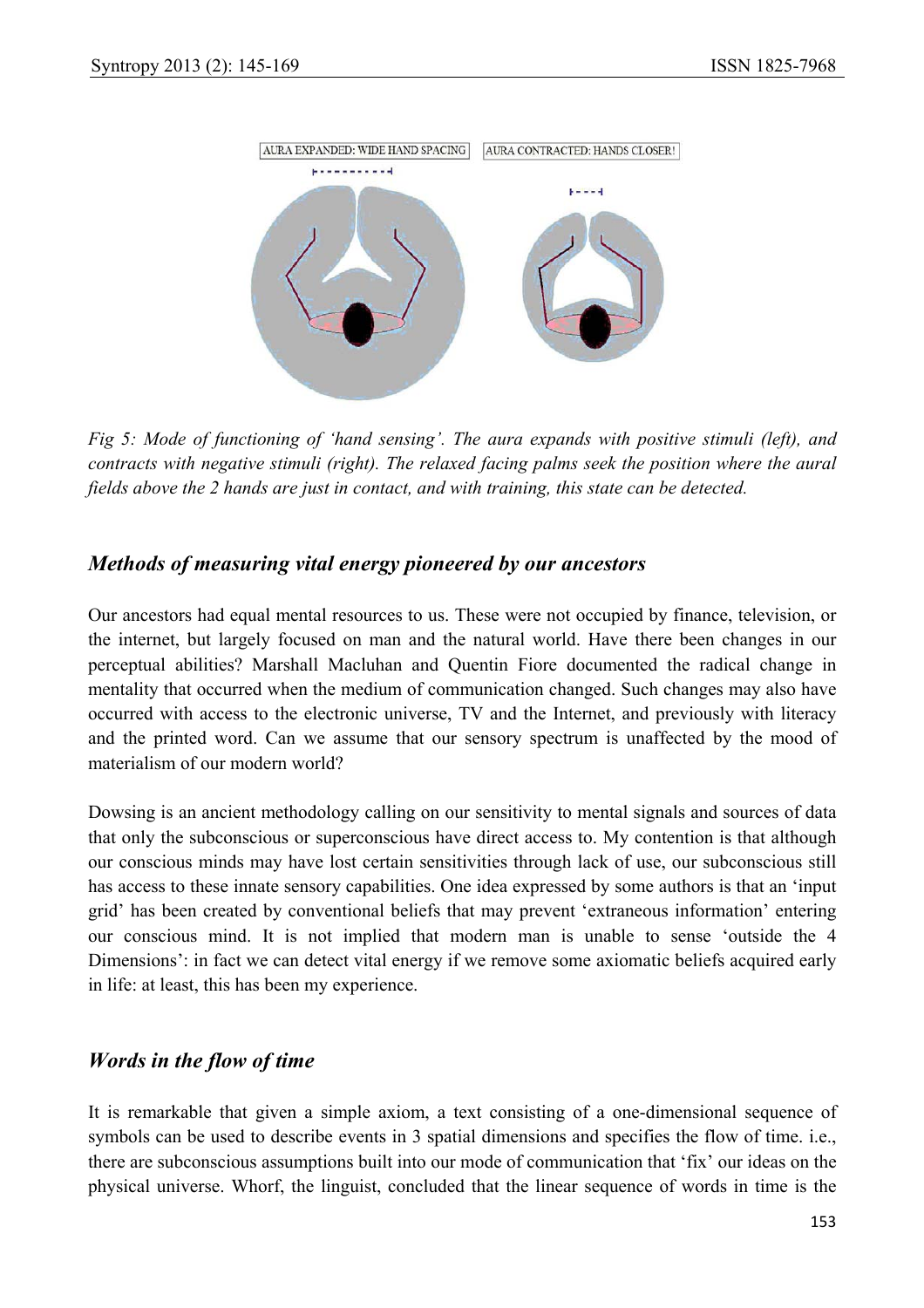AURA EXPANDED: WIDE HAND SPACING

AURA CONTRACTED: HANDS CLOSER!

*Fig 5: Mode of functioning of 'hand sensing'. The aura expands with positive stimuli (left), and contracts with negative stimuli (right). The relaxed facing palms seek the position where the aural fields above the 2 hands are just in contact, and with training, this state can be detected.*

## *Methods of measuring vital energy pioneered by our ancestors*

Our ancestors had equal mental resources to us. These were not occupied by finance, television, or the internet, but largely focused on man and the natural world. Have there been changes in our perceptual abilities? Marshall Macluhan and Quentin Fiore documented the radical change in mentality that occurred when the medium of communication changed. Such changes may also have occurred with access to the electronic universe, TV and the Internet, and previously with literacy and the printed word. Can we assume that our sensory spectrum is unaffected by the mood of materialism of our modern world?

Dowsing is an ancient methodology calling on our sensitivity to mental signals and sources of data that only the subconscious or superconscious have direct access to. My contention is that although our conscious minds may have lost certain sensitivities through lack of use, our subconscious still has access to these innate sensory capabilities. One idea expressed by some authors is that an 'input grid' has been created by conventional beliefs that may prevent 'extraneous information' entering our conscious mind. It is not implied that modern man is unable to sense 'outside the 4 Dimensions': in fact we can detect vital energy if we remove some axiomatic beliefs acquired early in life: at least, this has been my experience.

## *Words in the flow of time*

It is remarkable that given a simple axiom, a text consisting of a one-dimensional sequence of symbols can be used to describe events in 3 spatial dimensions and specifies the flow of time. i.e., there are subconscious assumptions built into our mode of communication that 'fix' our ideas on the physical universe. Whorf, the linguist, concluded that the linear sequence of words in time is the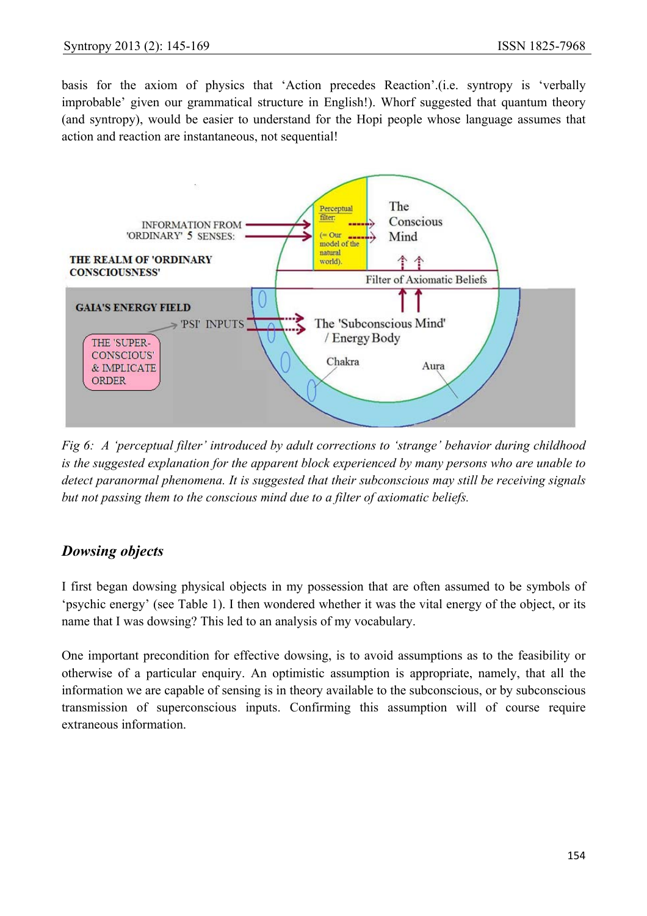basis for the axiom of physics that ‘Action precedes Reaction’.(i.e. syntropy is ‘verbally improbable’ given our grammatical structure in English!). Whorf suggested that quantum theory (and syntropy), would be easier to understand for the Hopi people whose language assumes that action and reaction are instantaneous, not sequential!

*Fig 6: A ‘perceptual filter’ introduced by adult corrections to ‘strange’ behavior during childhood is the suggested explanation for the apparent block experienced by many persons who are unable to detect paranormal phenomena. It is suggested that their subconscious may still be receiving signals but not passing them to the conscious mind due to a filter of axiomatic beliefs.*

## *Dowsing objects*

I first began dowsing physical objects in my possession that are often assumed to be symbols of ‘psychic energy’ (see Table 1). I then wondered whether it was the vital energy of the object, or its name that I was dowsing? This led to an analysis of my vocabulary.

One important precondition for effective dowsing, is to avoid assumptions as to the feasibility or otherwise of a particular enquiry. An optimistic assumption is appropriate, namely, that all the information we are capable of sensing is in theory available to the subconscious, or by subconscious transmission of superconscious inputs. Confirming this assumption will of course require extraneous information.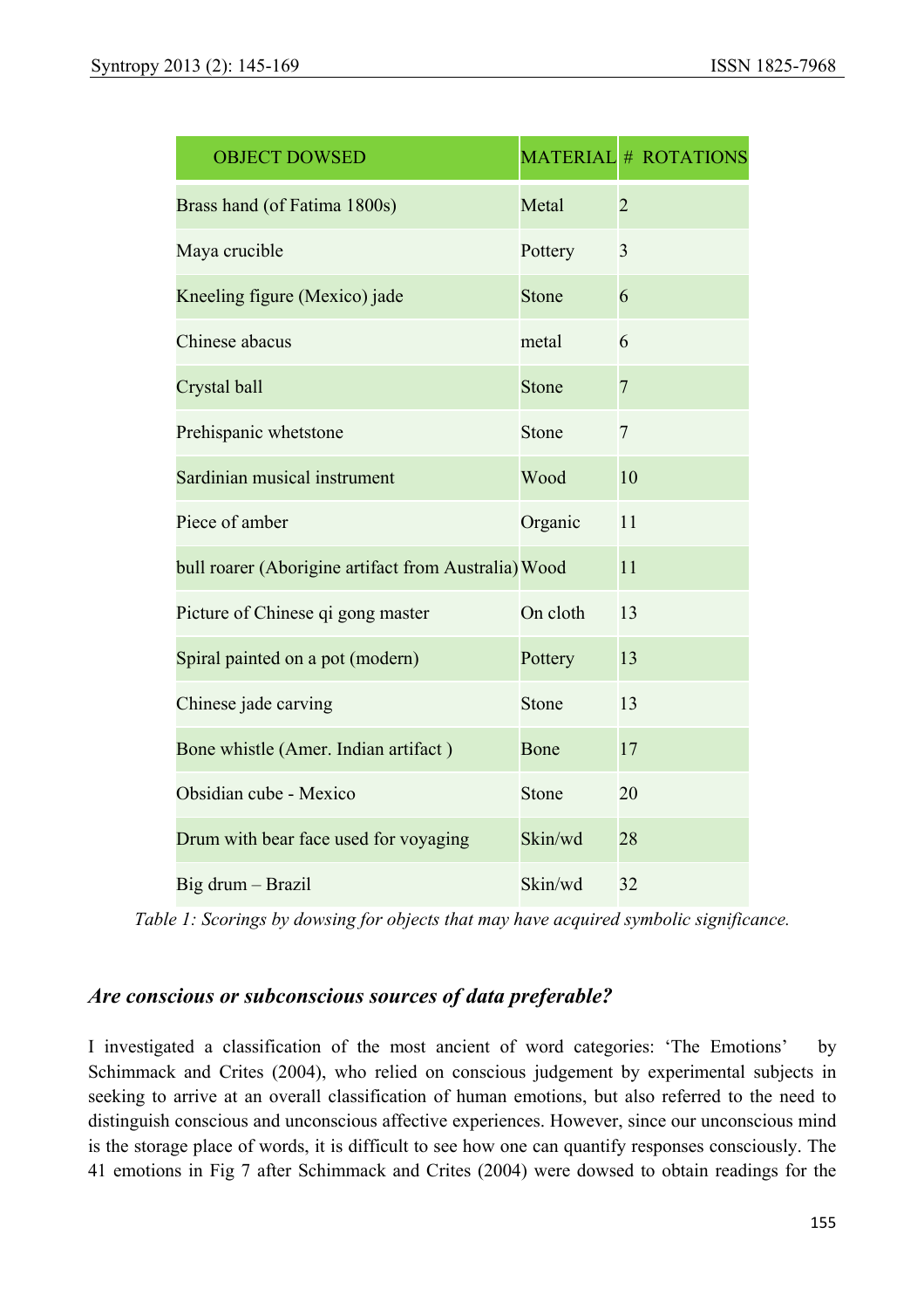| OBJECT DOWSED | MATERIAL | # ROTATIONS |
| --- | --- | --- |
| Brass hand (of Fatima 1800s) | Metal | 2 |
| Maya crucible | Pottery | 3 |
| Kneeling figure (Mexico) jade | Stone | 6 |
| Chinese abacus | metal | 6 |
| Crystal ball | Stone | 7 |
| Prehispanic whetstone | Stone | 7 |
| Sardinian musical instrument | Wood | 10 |
| Piece of amber | Organic | 11 |
| bull roarer (Aborigine artifact from Australia) | Wood | 11 |
| Picture of Chinese qi gong master | On cloth | 13 |
| Spiral painted on a pot (modern) | Pottery | 13 |
| Chinese jade carving | Stone | 13 |
| Bone whistle (Amer. Indian artifact ) | Bone | 17 |
| Obsidian cube - Mexico | Stone | 20 |
| Drum with bear face used for voyaging | Skin/wd | 28 |
| Big drum – Brazil | Skin/wd | 32 |

*Table 1: Scorings by dowsing for objects that may have acquired symbolic significance.*

### *Are conscious or subconscious sources of data preferable?*

I investigated a classification of the most ancient of word categories: 'The Emotions' by Schimmack and Crites (2004), who relied on conscious judgement by experimental subjects in seeking to arrive at an overall classification of human emotions, but also referred to the need to distinguish conscious and unconscious affective experiences. However, since our unconscious mind is the storage place of words, it is difficult to see how one can quantify responses consciously. The 41 emotions in Fig 7 after Schimmack and Crites (2004) were dowsed to obtain readings for the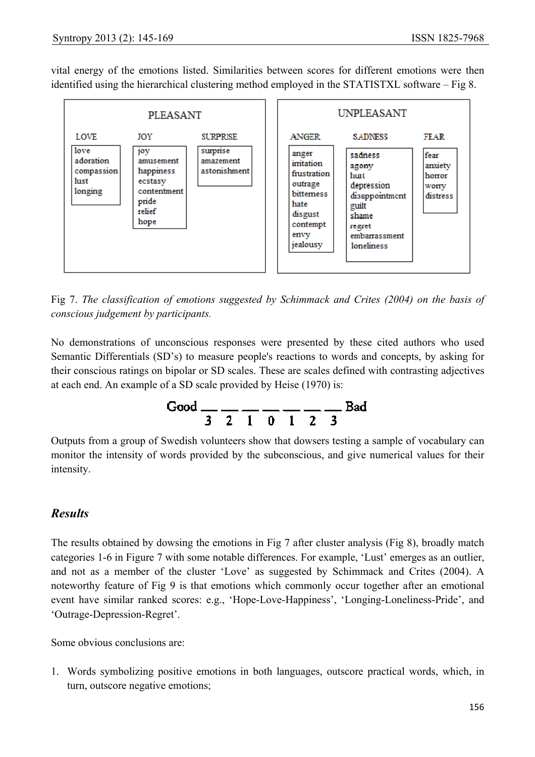vital energy of the emotions listed. Similarities between scores for different emotions were then identified using the hierarchical clustering method employed in the STATISTXL software – Fig 8.

| PLEASANT | | | UNPLEASANT | | |
|---|---|---|---|---|---|
| LOVE | JOY | SURPRISE | ANGER | SADNESS | FEAR |
| love | joy | surprise | anger | sadness | fear |
| adoration | amusement | amazement | irritation | agony | anxiety |
| compassion | happiness | astonishment | frustration | hurt | horror |
| lust | ecstasy | | outrage | depression | worry |
| longing | contentment | | bitterness | disappointment | distress |
| | pride | | hate | guilt | |
| | relief | | disgust | shame | |
| | hope | | contempt | regret | |
| | | | envy | embarrassment | |
| | | | jealousy | loneliness | |

Fig 7. *The classification of emotions suggested by Schimmack and Crites (2004) on the basis of conscious judgement by participants.*

No demonstrations of unconscious responses were presented by these cited authors who used Semantic Differentials (SD's) to measure people's reactions to words and concepts, by asking for their conscious ratings on bipolar or SD scales. These are scales defined with contrasting adjectives at each end. An example of a SD scale provided by Heise (1970) is:

Good \_\_ \_\_ \_\_ \_\_ \_\_ \_\_ \_\_ Bad
3 2 1 0 1 2 3

Outputs from a group of Swedish volunteers show that dowsers testing a sample of vocabulary can monitor the intensity of words provided by the subconscious, and give numerical values for their intensity.

## *Results*

The results obtained by dowsing the emotions in Fig 7 after cluster analysis (Fig 8), broadly match categories 1-6 in Figure 7 with some notable differences. For example, 'Lust' emerges as an outlier, and not as a member of the cluster 'Love' as suggested by Schimmack and Crites (2004). A noteworthy feature of Fig 9 is that emotions which commonly occur together after an emotional event have similar ranked scores: e.g., 'Hope-Love-Happiness', 'Longing-Loneliness-Pride', and 'Outrage-Depression-Regret'.

Some obvious conclusions are:

1. Words symbolizing positive emotions in both languages, outscore practical words, which, in turn, outscore negative emotions;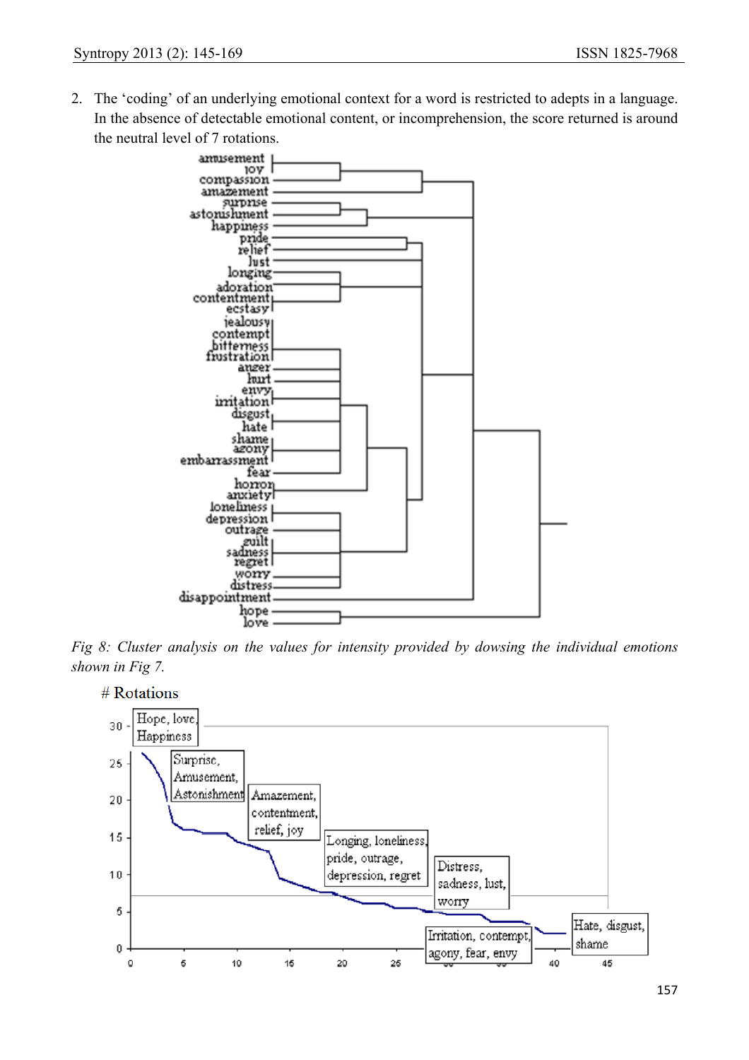2. The 'coding' of an underlying emotional context for a word is restricted to adepts in a language. In the absence of detectable emotional content, or incomprehension, the score returned is around the neutral level of 7 rotations.

*Fig 8: Cluster analysis on the values for intensity provided by dowsing the individual emotions shown in Fig 7.*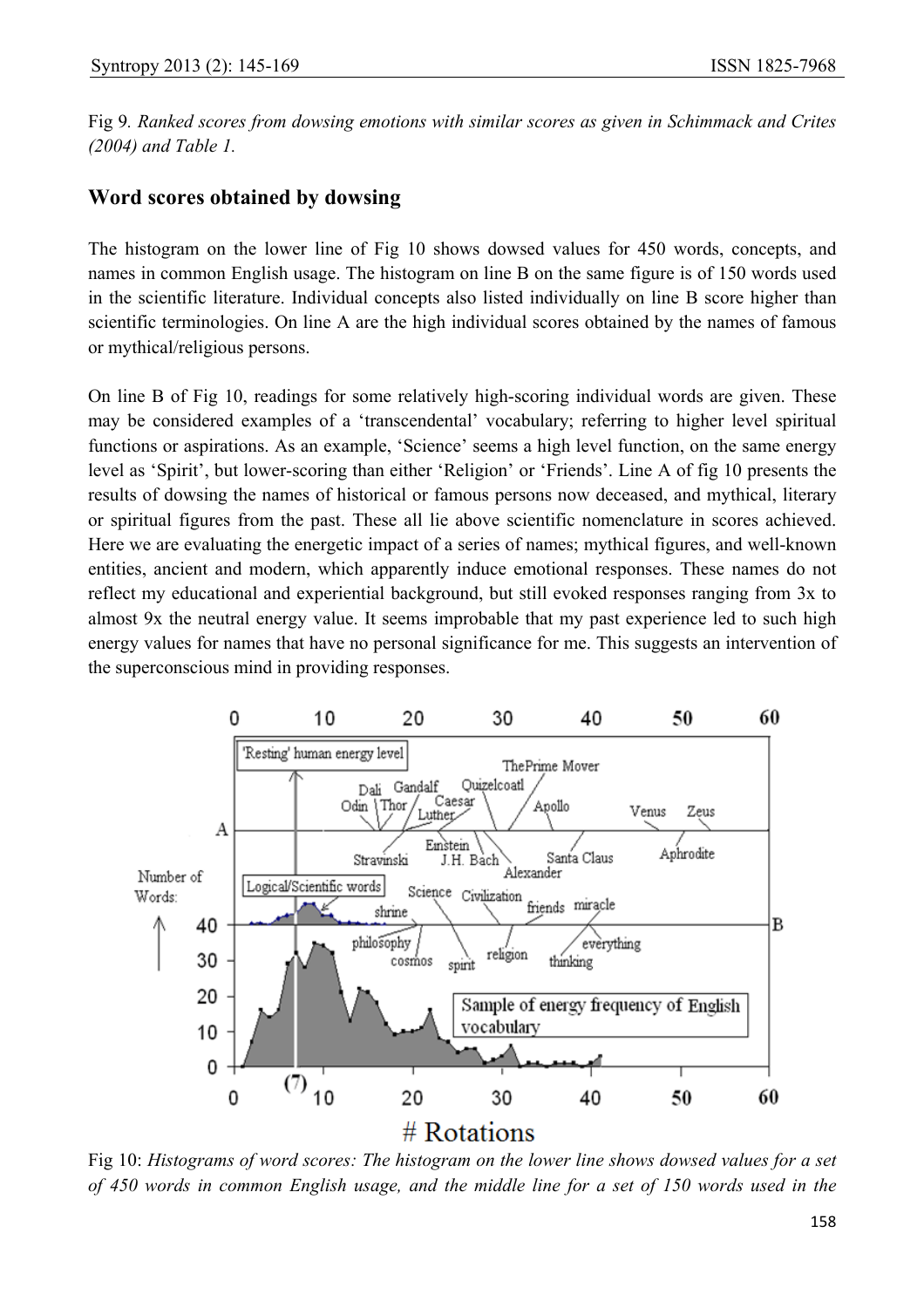Fig 9. *Ranked scores from dowsing emotions with similar scores as given in Schimmack and Crites (2004) and Table 1.*

## Word scores obtained by dowsing

The histogram on the lower line of Fig 10 shows dowsed values for 450 words, concepts, and names in common English usage. The histogram on line B on the same figure is of 150 words used in the scientific literature. Individual concepts also listed individually on line B score higher than scientific terminologies. On line A are the high individual scores obtained by the names of famous or mythical/religious persons.

On line B of Fig 10, readings for some relatively high-scoring individual words are given. These may be considered examples of a 'transcendental' vocabulary; referring to higher level spiritual functions or aspirations. As an example, 'Science' seems a high level function, on the same energy level as 'Spirit', but lower-scoring than either 'Religion' or 'Friends'. Line A of fig 10 presents the results of dowsing the names of historical or famous persons now deceased, and mythical, literary or spiritual figures from the past. These all lie above scientific nomenclature in scores achieved. Here we are evaluating the energetic impact of a series of names; mythical figures, and well-known entities, ancient and modern, which apparently induce emotional responses. These names do not reflect my educational and experiential background, but still evoked responses ranging from 3x to almost 9x the neutral energy value. It seems improbable that my past experience led to such high energy values for names that have no personal significance for me. This suggests an intervention of the superconscious mind in providing responses.

Fig 10: *Histograms of word scores: The histogram on the lower line shows dowsed values for a set of 450 words in common English usage, and the middle line for a set of 150 words used in the*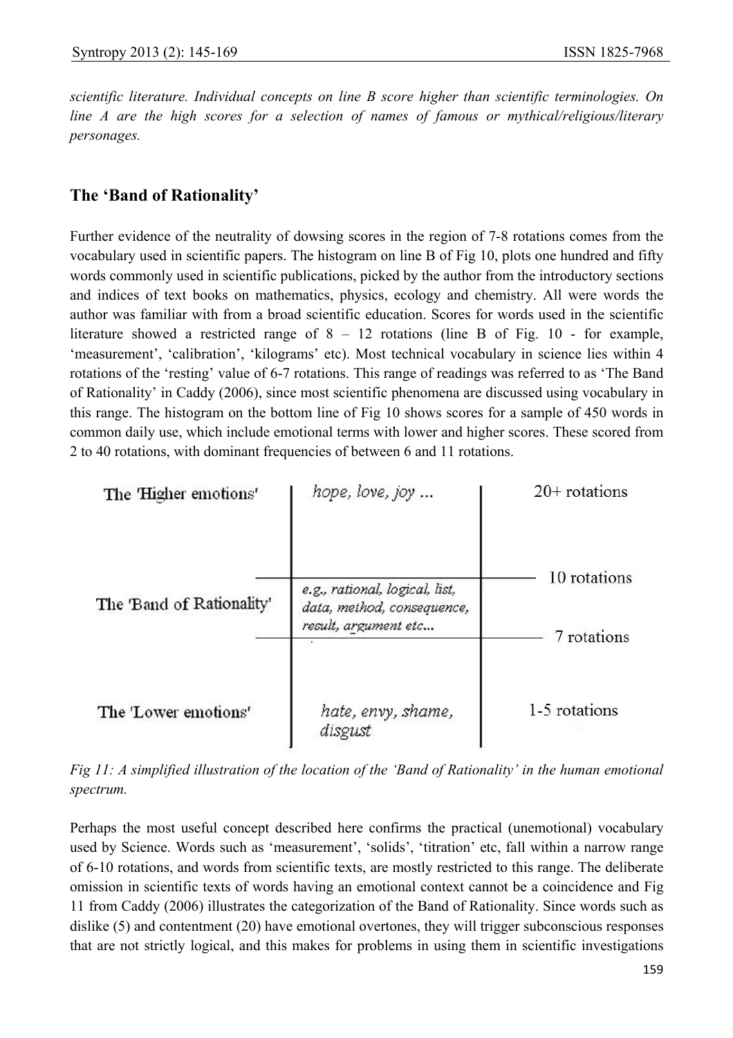*scientific literature. Individual concepts on line B score higher than scientific terminologies. On line A are the high scores for a selection of names of famous or mythical/religious/literary personages.*

## The 'Band of Rationality'

Further evidence of the neutrality of dowsing scores in the region of 7-8 rotations comes from the vocabulary used in scientific papers. The histogram on line B of Fig 10, plots one hundred and fifty words commonly used in scientific publications, picked by the author from the introductory sections and indices of text books on mathematics, physics, ecology and chemistry. All were words the author was familiar with from a broad scientific education. Scores for words used in the scientific literature showed a restricted range of 8 – 12 rotations (line B of Fig. 10 - for example, 'measurement', 'calibration', 'kilograms' etc). Most technical vocabulary in science lies within 4 rotations of the 'resting' value of 6-7 rotations. This range of readings was referred to as 'The Band of Rationality' in Caddy (2006), since most scientific phenomena are discussed using vocabulary in this range. The histogram on the bottom line of Fig 10 shows scores for a sample of 450 words in common daily use, which include emotional terms with lower and higher scores. These scored from 2 to 40 rotations, with dominant frequencies of between 6 and 11 rotations.

| | | |
|---|---|---|
| The 'Higher emotions' | *hope, love, joy ...* | 20+ rotations |
| | | 10 rotations |
| The 'Band of Rationality' | *e.g., rational, logical, list, data, method, consequence, result, argument etc...* | |
| | | 7 rotations |
| The 'Lower emotions' | *hate, envy, shame, disgust* | 1-5 rotations |

*Fig 11: A simplified illustration of the location of the 'Band of Rationality' in the human emotional spectrum.*

Perhaps the most useful concept described here confirms the practical (unemotional) vocabulary used by Science. Words such as 'measurement', 'solids', 'titration' etc, fall within a narrow range of 6-10 rotations, and words from scientific texts, are mostly restricted to this range. The deliberate omission in scientific texts of words having an emotional context cannot be a coincidence and Fig 11 from Caddy (2006) illustrates the categorization of the Band of Rationality. Since words such as dislike (5) and contentment (20) have emotional overtones, they will trigger subconscious responses that are not strictly logical, and this makes for problems in using them in scientific investigations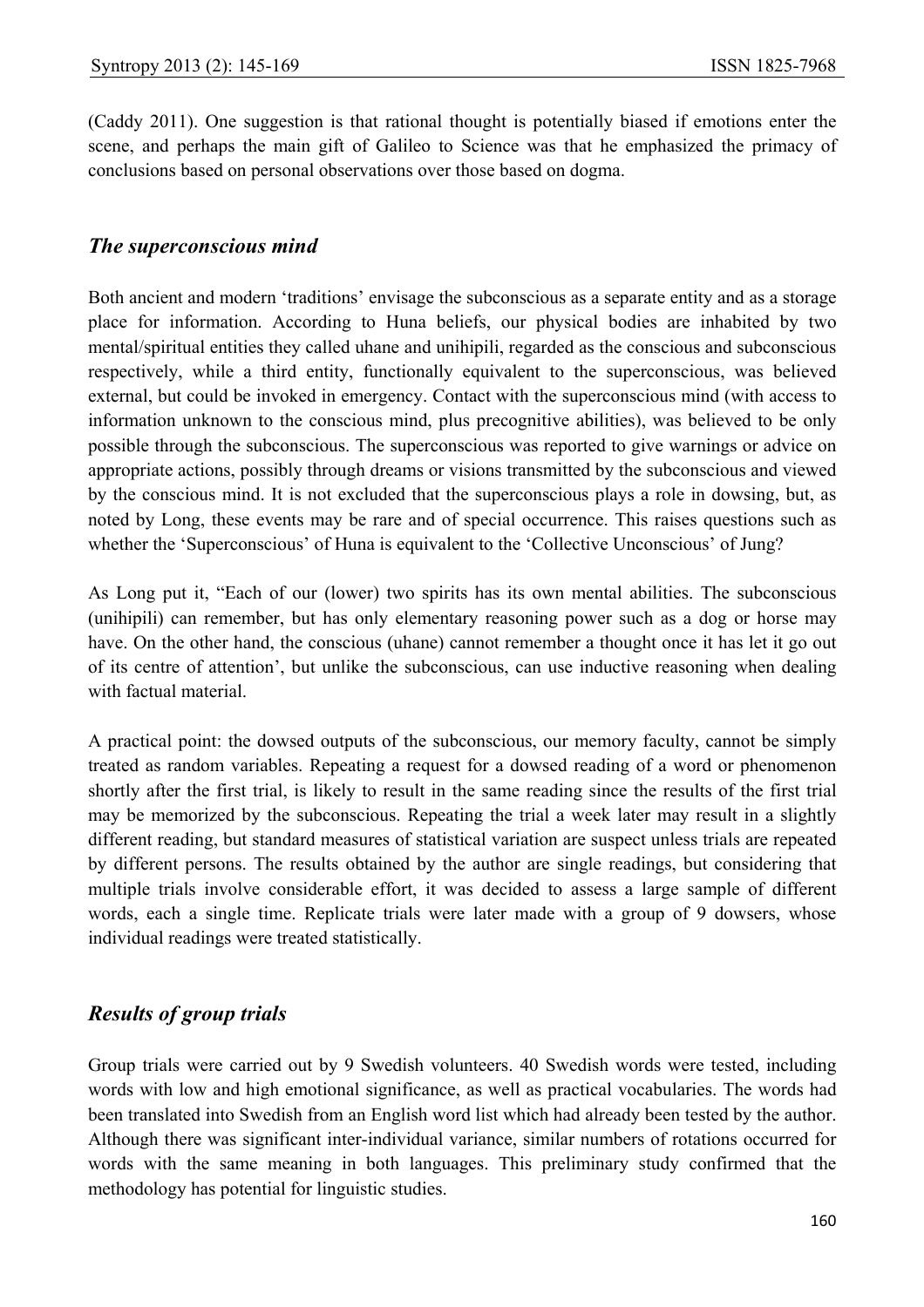(Caddy 2011). One suggestion is that rational thought is potentially biased if emotions enter the scene, and perhaps the main gift of Galileo to Science was that he emphasized the primacy of conclusions based on personal observations over those based on dogma.

## *The superconscious mind*

Both ancient and modern 'traditions' envisage the subconscious as a separate entity and as a storage place for information. According to Huna beliefs, our physical bodies are inhabited by two mental/spiritual entities they called uhane and unihipili, regarded as the conscious and subconscious respectively, while a third entity, functionally equivalent to the superconscious, was believed external, but could be invoked in emergency. Contact with the superconscious mind (with access to information unknown to the conscious mind, plus precognitive abilities), was believed to be only possible through the subconscious. The superconscious was reported to give warnings or advice on appropriate actions, possibly through dreams or visions transmitted by the subconscious and viewed by the conscious mind. It is not excluded that the superconscious plays a role in dowsing, but, as noted by Long, these events may be rare and of special occurrence. This raises questions such as whether the 'Superconscious' of Huna is equivalent to the 'Collective Unconscious' of Jung?

As Long put it, "Each of our (lower) two spirits has its own mental abilities. The subconscious (unihipili) can remember, but has only elementary reasoning power such as a dog or horse may have. On the other hand, the conscious (uhane) cannot remember a thought once it has let it go out of its centre of attention', but unlike the subconscious, can use inductive reasoning when dealing with factual material.

A practical point: the dowsed outputs of the subconscious, our memory faculty, cannot be simply treated as random variables. Repeating a request for a dowsed reading of a word or phenomenon shortly after the first trial, is likely to result in the same reading since the results of the first trial may be memorized by the subconscious. Repeating the trial a week later may result in a slightly different reading, but standard measures of statistical variation are suspect unless trials are repeated by different persons. The results obtained by the author are single readings, but considering that multiple trials involve considerable effort, it was decided to assess a large sample of different words, each a single time. Replicate trials were later made with a group of 9 dowsers, whose individual readings were treated statistically.

## *Results of group trials*

Group trials were carried out by 9 Swedish volunteers. 40 Swedish words were tested, including words with low and high emotional significance, as well as practical vocabularies. The words had been translated into Swedish from an English word list which had already been tested by the author. Although there was significant inter-individual variance, similar numbers of rotations occurred for words with the same meaning in both languages. This preliminary study confirmed that the methodology has potential for linguistic studies.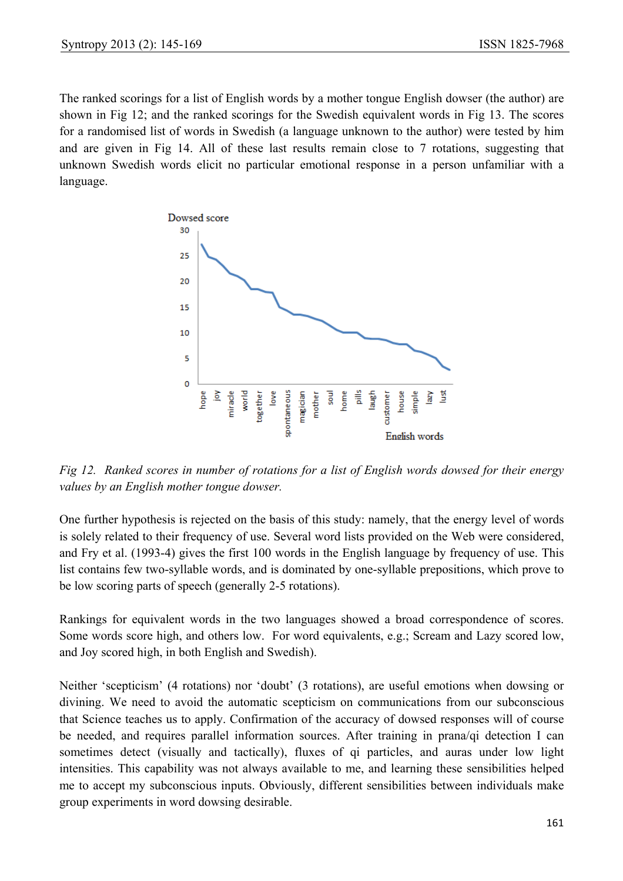The ranked scorings for a list of English words by a mother tongue English dowser (the author) are shown in Fig 12; and the ranked scorings for the Swedish equivalent words in Fig 13. The scores for a randomised list of words in Swedish (a language unknown to the author) were tested by him and are given in Fig 14. All of these last results remain close to 7 rotations, suggesting that unknown Swedish words elicit no particular emotional response in a person unfamiliar with a language.

*Fig 12. Ranked scores in number of rotations for a list of English words dowsed for their energy values by an English mother tongue dowser.*

One further hypothesis is rejected on the basis of this study: namely, that the energy level of words is solely related to their frequency of use. Several word lists provided on the Web were considered, and Fry et al. (1993-4) gives the first 100 words in the English language by frequency of use. This list contains few two-syllable words, and is dominated by one-syllable prepositions, which prove to be low scoring parts of speech (generally 2-5 rotations).

Rankings for equivalent words in the two languages showed a broad correspondence of scores. Some words score high, and others low. For word equivalents, e.g.; Scream and Lazy scored low, and Joy scored high, in both English and Swedish).

Neither 'scepticism' (4 rotations) nor 'doubt' (3 rotations), are useful emotions when dowsing or divining. We need to avoid the automatic scepticism on communications from our subconscious that Science teaches us to apply. Confirmation of the accuracy of dowsed responses will of course be needed, and requires parallel information sources. After training in prana/qi detection I can sometimes detect (visually and tactically), fluxes of qi particles, and auras under low light intensities. This capability was not always available to me, and learning these sensibilities helped me to accept my subconscious inputs. Obviously, different sensibilities between individuals make group experiments in word dowsing desirable.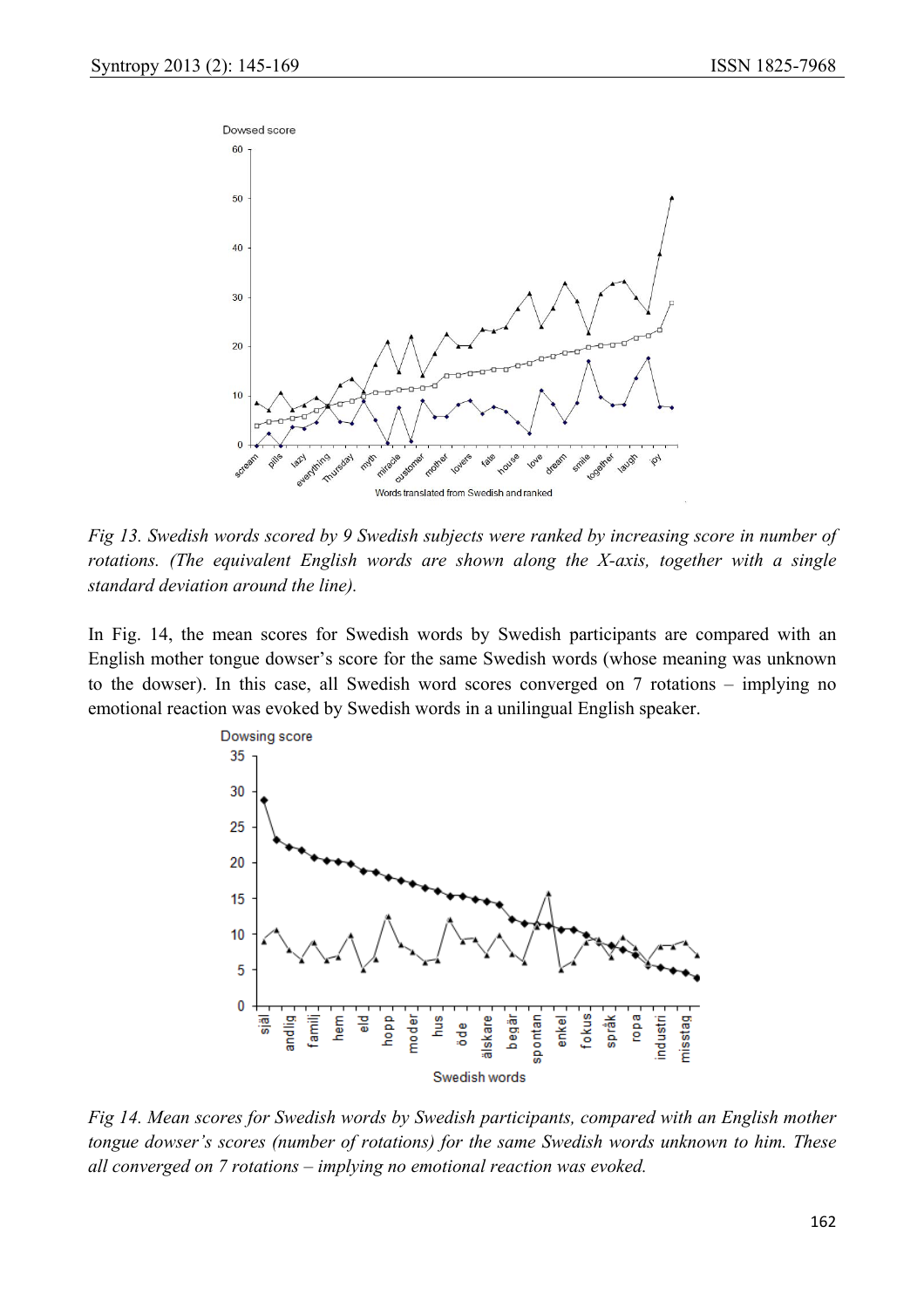*Fig 13. Swedish words scored by 9 Swedish subjects were ranked by increasing score in number of rotations. (The equivalent English words are shown along the X-axis, together with a single standard deviation around the line).*

In Fig. 14, the mean scores for Swedish words by Swedish participants are compared with an English mother tongue dowser's score for the same Swedish words (whose meaning was unknown to the dowser). In this case, all Swedish word scores converged on 7 rotations – implying no emotional reaction was evoked by Swedish words in a unilingual English speaker.

*Fig 14. Mean scores for Swedish words by Swedish participants, compared with an English mother tongue dowser's scores (number of rotations) for the same Swedish words unknown to him. These all converged on 7 rotations – implying no emotional reaction was evoked.*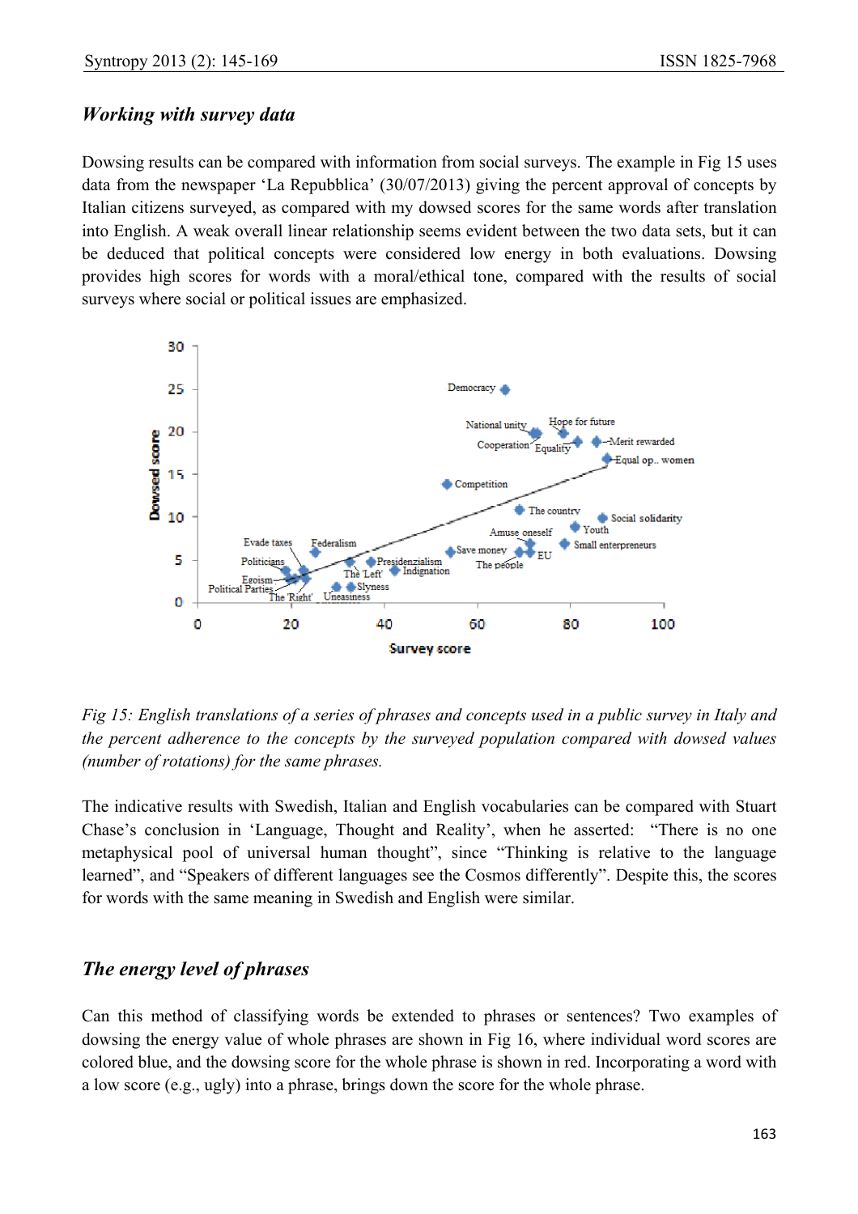## *Working with survey data*

Dowsing results can be compared with information from social surveys. The example in Fig 15 uses data from the newspaper 'La Repubblica' (30/07/2013) giving the percent approval of concepts by Italian citizens surveyed, as compared with my dowsed scores for the same words after translation into English. A weak overall linear relationship seems evident between the two data sets, but it can be deduced that political concepts were considered low energy in both evaluations. Dowsing provides high scores for words with a moral/ethical tone, compared with the results of social surveys where social or political issues are emphasized.

*Fig 15: English translations of a series of phrases and concepts used in a public survey in Italy and the percent adherence to the concepts by the surveyed population compared with dowsed values (number of rotations) for the same phrases.*

The indicative results with Swedish, Italian and English vocabularies can be compared with Stuart Chase's conclusion in 'Language, Thought and Reality', when he asserted: "There is no one metaphysical pool of universal human thought", since "Thinking is relative to the language learned", and "Speakers of different languages see the Cosmos differently". Despite this, the scores for words with the same meaning in Swedish and English were similar.

## *The energy level of phrases*

Can this method of classifying words be extended to phrases or sentences? Two examples of dowsing the energy value of whole phrases are shown in Fig 16, where individual word scores are colored blue, and the dowsing score for the whole phrase is shown in red. Incorporating a word with a low score (e.g., ugly) into a phrase, brings down the score for the whole phrase.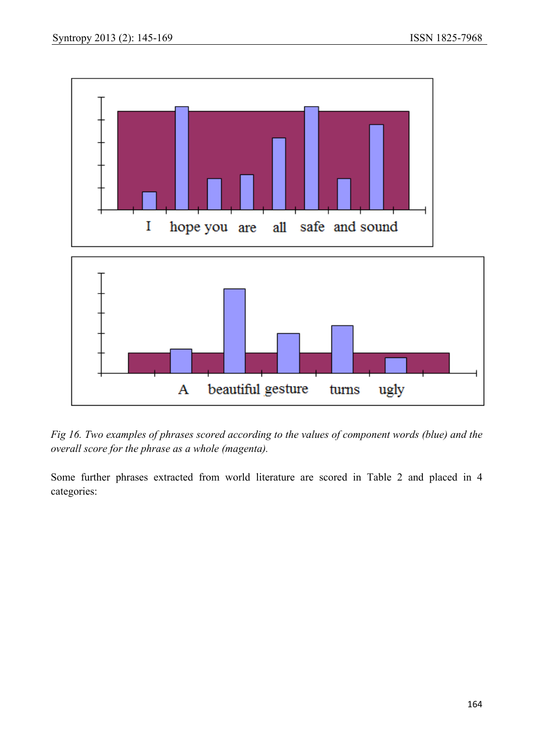*Fig 16. Two examples of phrases scored according to the values of component words (blue) and the overall score for the phrase as a whole (magenta).*

Some further phrases extracted from world literature are scored in Table 2 and placed in 4 categories: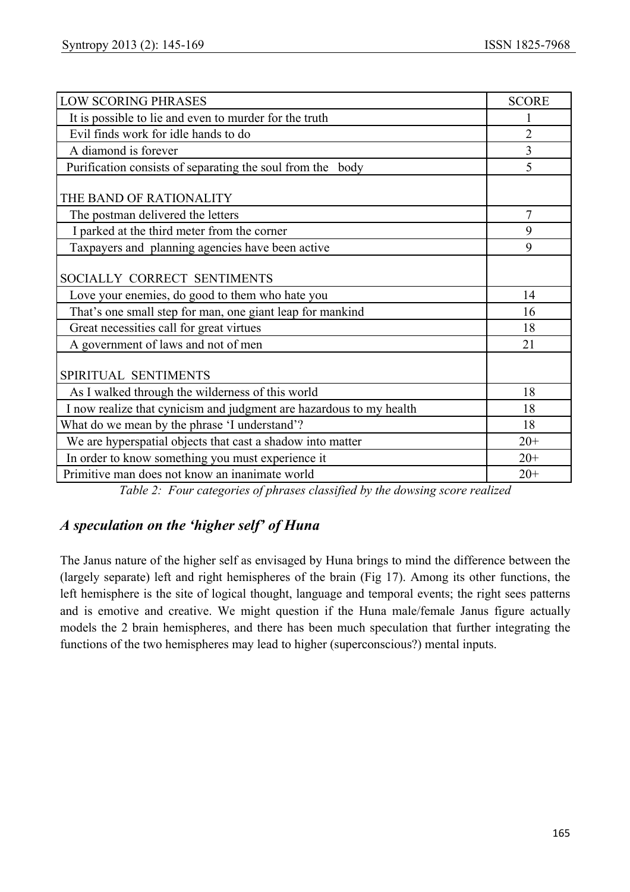| LOW SCORING PHRASES | SCORE |
|---|---|
| It is possible to lie and even to murder for the truth | 1 |
| Evil finds work for idle hands to do | 2 |
| A diamond is forever | 3 |
| Purification consists of separating the soul from the body | 5 |
| THE BAND OF RATIONALITY | |
| The postman delivered the letters | 7 |
| I parked at the third meter from the corner | 9 |
| Taxpayers and planning agencies have been active | 9 |
| SOCIALLY CORRECT SENTIMENTS | |
| Love your enemies, do good to them who hate you | 14 |
| That's one small step for man, one giant leap for mankind | 16 |
| Great necessities call for great virtues | 18 |
| A government of laws and not of men | 21 |
| SPIRITUAL SENTIMENTS | |
| As I walked through the wilderness of this world | 18 |
| I now realize that cynicism and judgment are hazardous to my health | 18 |
| What do we mean by the phrase 'I understand'? | 18 |
| We are hyperspatial objects that cast a shadow into matter | 20+ |
| In order to know something you must experience it | 20+ |
| Primitive man does not know an inanimate world | 20+ |

*Table 2: Four categories of phrases classified by the dowsing score realized*

## *A speculation on the 'higher self' of Huna*

The Janus nature of the higher self as envisaged by Huna brings to mind the difference between the (largely separate) left and right hemispheres of the brain (Fig 17). Among its other functions, the left hemisphere is the site of logical thought, language and temporal events; the right sees patterns and is emotive and creative. We might question if the Huna male/female Janus figure actually models the 2 brain hemispheres, and there has been much speculation that further integrating the functions of the two hemispheres may lead to higher (superconscious?) mental inputs.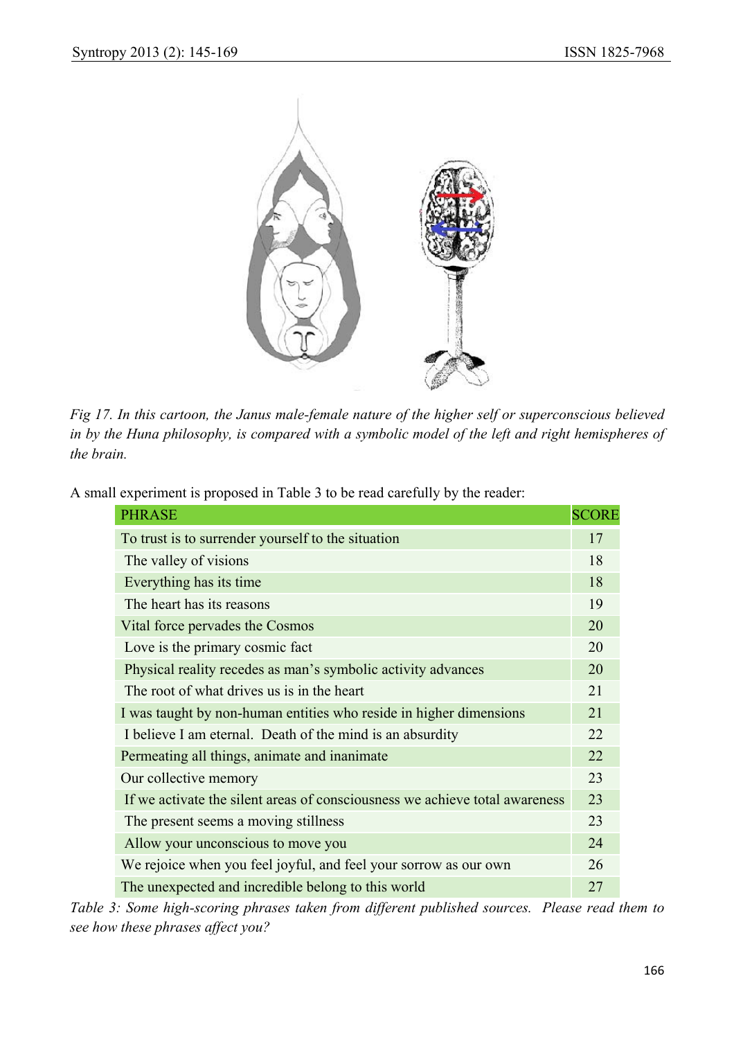*Fig 17. In this cartoon, the Janus male-female nature of the higher self or superconscious believed in by the Huna philosophy, is compared with a symbolic model of the left and right hemispheres of the brain.*

A small experiment is proposed in Table 3 to be read carefully by the reader:

| PHRASE | SCORE |
|---|---|
| To trust is to surrender yourself to the situation | 17 |
| The valley of visions | 18 |
| Everything has its time | 18 |
| The heart has its reasons | 19 |
| Vital force pervades the Cosmos | 20 |
| Love is the primary cosmic fact | 20 |
| Physical reality recedes as man's symbolic activity advances | 20 |
| The root of what drives us is in the heart | 21 |
| I was taught by non-human entities who reside in higher dimensions | 21 |
| I believe I am eternal. Death of the mind is an absurdity | 22 |
| Permeating all things, animate and inanimate | 22 |
| Our collective memory | 23 |
| If we activate the silent areas of consciousness we achieve total awareness | 23 |
| The present seems a moving stillness | 23 |
| Allow your unconscious to move you | 24 |
| We rejoice when you feel joyful, and feel your sorrow as our own | 26 |
| The unexpected and incredible belong to this world | 27 |

*Table 3: Some high-scoring phrases taken from different published sources. Please read them to see how these phrases affect you?*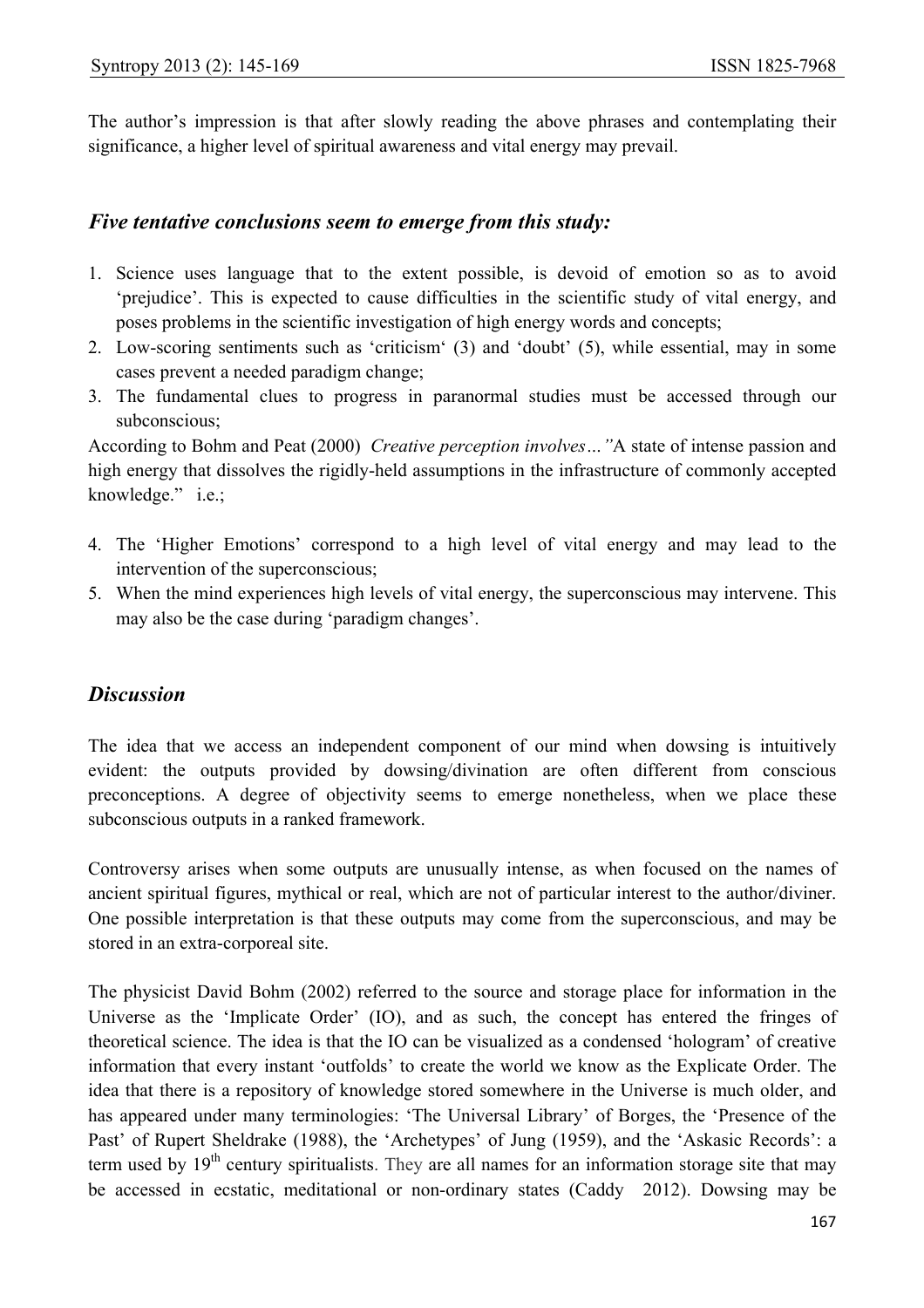The author's impression is that after slowly reading the above phrases and contemplating their significance, a higher level of spiritual awareness and vital energy may prevail.

## *Five tentative conclusions seem to emerge from this study:*

1. Science uses language that to the extent possible, is devoid of emotion so as to avoid 'prejudice'. This is expected to cause difficulties in the scientific study of vital energy, and poses problems in the scientific investigation of high energy words and concepts;
2. Low-scoring sentiments such as 'criticism' (3) and 'doubt' (5), while essential, may in some cases prevent a needed paradigm change;
3. The fundamental clues to progress in paranormal studies must be accessed through our subconscious;

According to Bohm and Peat (2000) *Creative perception involves…"*A state of intense passion and high energy that dissolves the rigidly-held assumptions in the infrastructure of commonly accepted knowledge." i.e.;

4. The 'Higher Emotions' correspond to a high level of vital energy and may lead to the intervention of the superconscious;
5. When the mind experiences high levels of vital energy, the superconscious may intervene. This may also be the case during 'paradigm changes'.

## *Discussion*

The idea that we access an independent component of our mind when dowsing is intuitively evident: the outputs provided by dowsing/divination are often different from conscious preconceptions. A degree of objectivity seems to emerge nonetheless, when we place these subconscious outputs in a ranked framework.

Controversy arises when some outputs are unusually intense, as when focused on the names of ancient spiritual figures, mythical or real, which are not of particular interest to the author/diviner. One possible interpretation is that these outputs may come from the superconscious, and may be stored in an extra-corporeal site.

The physicist David Bohm (2002) referred to the source and storage place for information in the Universe as the 'Implicate Order' (IO), and as such, the concept has entered the fringes of theoretical science. The idea is that the IO can be visualized as a condensed 'hologram' of creative information that every instant 'outfolds' to create the world we know as the Explicate Order. The idea that there is a repository of knowledge stored somewhere in the Universe is much older, and has appeared under many terminologies: 'The Universal Library' of Borges, the 'Presence of the Past' of Rupert Sheldrake (1988), the 'Archetypes' of Jung (1959), and the 'Askasic Records': a term used by 19th century spiritualists. They are all names for an information storage site that may be accessed in ecstatic, meditational or non-ordinary states (Caddy 2012). Dowsing may be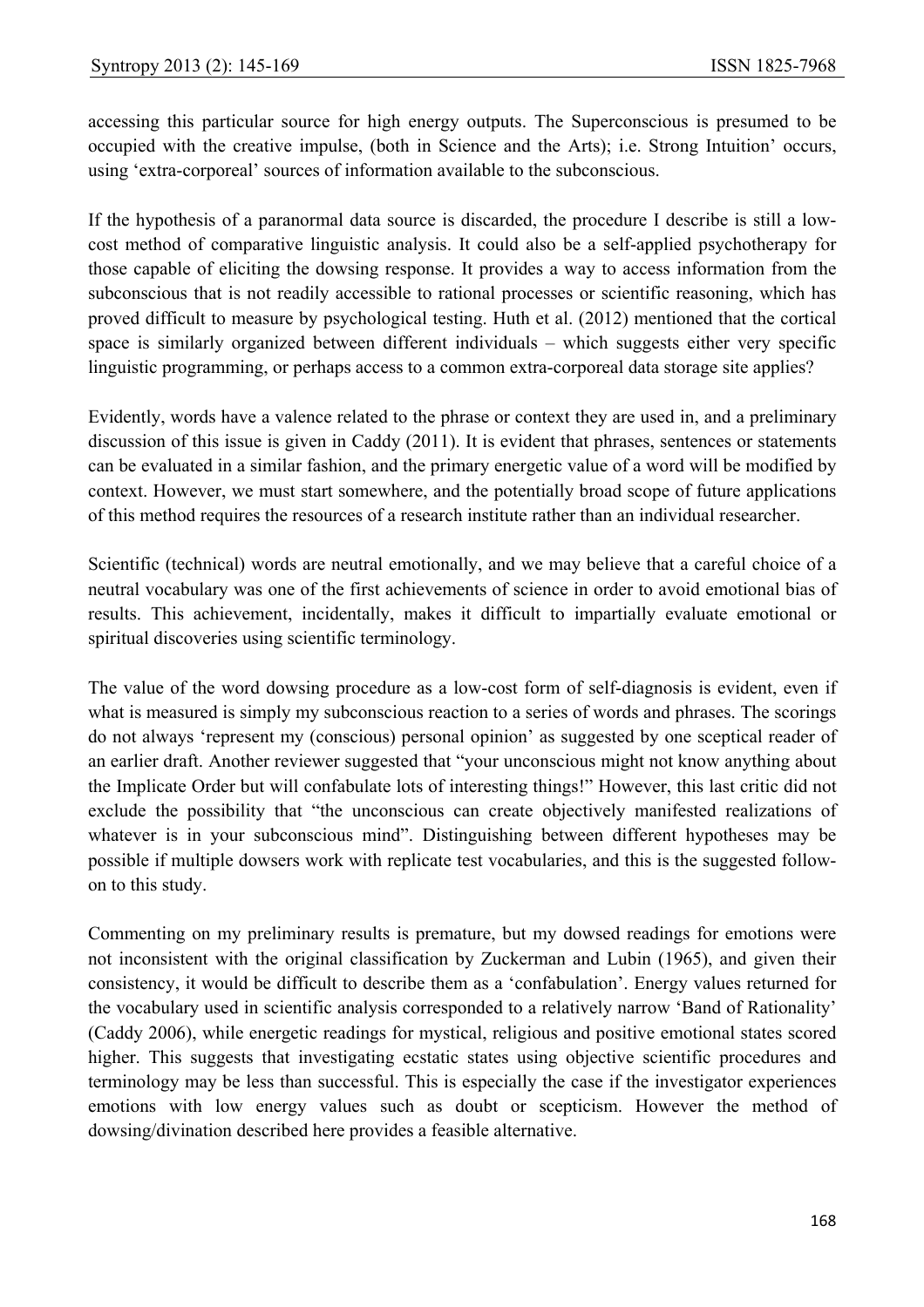accessing this particular source for high energy outputs. The Superconscious is presumed to be occupied with the creative impulse, (both in Science and the Arts); i.e. Strong Intuition' occurs, using 'extra-corporeal' sources of information available to the subconscious.

If the hypothesis of a paranormal data source is discarded, the procedure I describe is still a low-cost method of comparative linguistic analysis. It could also be a self-applied psychotherapy for those capable of eliciting the dowsing response. It provides a way to access information from the subconscious that is not readily accessible to rational processes or scientific reasoning, which has proved difficult to measure by psychological testing. Huth et al. (2012) mentioned that the cortical space is similarly organized between different individuals – which suggests either very specific linguistic programming, or perhaps access to a common extra-corporeal data storage site applies?

Evidently, words have a valence related to the phrase or context they are used in, and a preliminary discussion of this issue is given in Caddy (2011). It is evident that phrases, sentences or statements can be evaluated in a similar fashion, and the primary energetic value of a word will be modified by context. However, we must start somewhere, and the potentially broad scope of future applications of this method requires the resources of a research institute rather than an individual researcher.

Scientific (technical) words are neutral emotionally, and we may believe that a careful choice of a neutral vocabulary was one of the first achievements of science in order to avoid emotional bias of results. This achievement, incidentally, makes it difficult to impartially evaluate emotional or spiritual discoveries using scientific terminology.

The value of the word dowsing procedure as a low-cost form of self-diagnosis is evident, even if what is measured is simply my subconscious reaction to a series of words and phrases. The scorings do not always 'represent my (conscious) personal opinion' as suggested by one sceptical reader of an earlier draft. Another reviewer suggested that "your unconscious might not know anything about the Implicate Order but will confabulate lots of interesting things!" However, this last critic did not exclude the possibility that "the unconscious can create objectively manifested realizations of whatever is in your subconscious mind". Distinguishing between different hypotheses may be possible if multiple dowsers work with replicate test vocabularies, and this is the suggested follow-on to this study.

Commenting on my preliminary results is premature, but my dowsed readings for emotions were not inconsistent with the original classification by Zuckerman and Lubin (1965), and given their consistency, it would be difficult to describe them as a 'confabulation'. Energy values returned for the vocabulary used in scientific analysis corresponded to a relatively narrow 'Band of Rationality' (Caddy 2006), while energetic readings for mystical, religious and positive emotional states scored higher. This suggests that investigating ecstatic states using objective scientific procedures and terminology may be less than successful. This is especially the case if the investigator experiences emotions with low energy values such as doubt or scepticism. However the method of dowsing/divination described here provides a feasible alternative.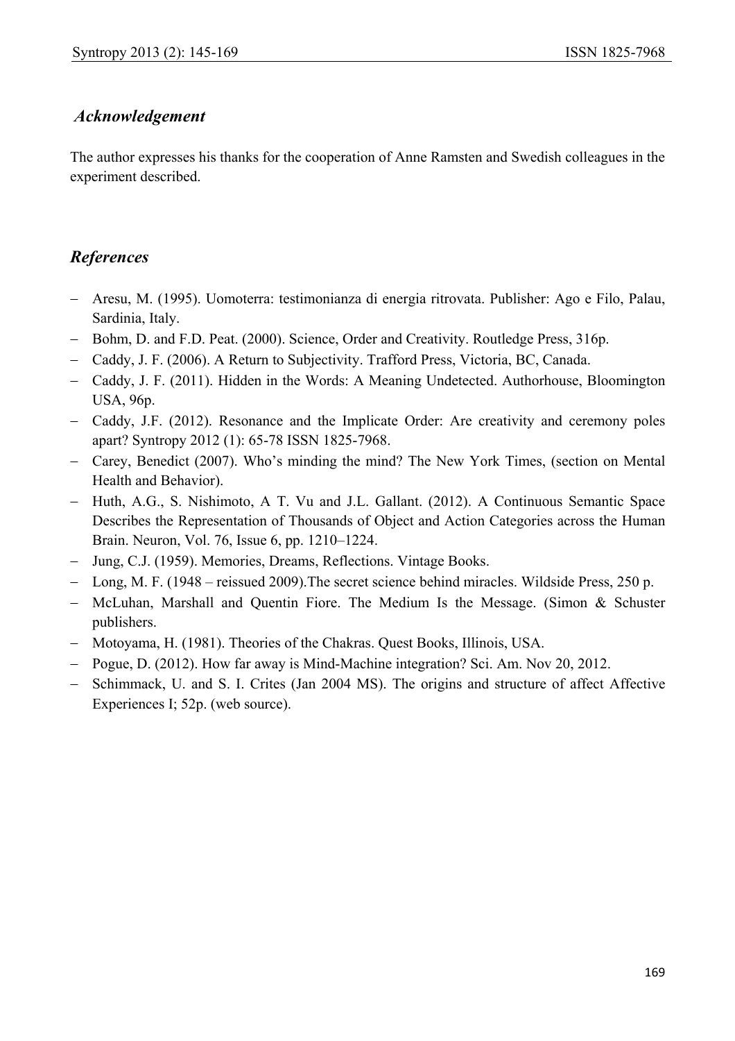## *Acknowledgement*

The author expresses his thanks for the cooperation of Anne Ramsten and Swedish colleagues in the experiment described.

## *References*

- Aresu, M. (1995). Uomoterra: testimonianza di energia ritrovata. Publisher: Ago e Filo, Palau, Sardinia, Italy.
- Bohm, D. and F.D. Peat. (2000). Science, Order and Creativity. Routledge Press, 316p.
- Caddy, J. F. (2006). A Return to Subjectivity. Trafford Press, Victoria, BC, Canada.
- Caddy, J. F. (2011). Hidden in the Words: A Meaning Undetected. Authorhouse, Bloomington USA, 96p.
- Caddy, J.F. (2012). Resonance and the Implicate Order: Are creativity and ceremony poles apart? Syntropy 2012 (1): 65-78 ISSN 1825-7968.
- Carey, Benedict (2007). Who's minding the mind? The New York Times, (section on Mental Health and Behavior).
- Huth, A.G., S. Nishimoto, A T. Vu and J.L. Gallant. (2012). A Continuous Semantic Space Describes the Representation of Thousands of Object and Action Categories across the Human Brain. Neuron, Vol. 76, Issue 6, pp. 1210–1224.
- Jung, C.J. (1959). Memories, Dreams, Reflections. Vintage Books.
- Long, M. F. (1948 – reissued 2009).The secret science behind miracles. Wildside Press, 250 p.
- McLuhan, Marshall and Quentin Fiore. The Medium Is the Message. (Simon & Schuster publishers.
- Motoyama, H. (1981). Theories of the Chakras. Quest Books, Illinois, USA.
- Pogue, D. (2012). How far away is Mind-Machine integration? Sci. Am. Nov 20, 2012.
- Schimmack, U. and S. I. Crites (Jan 2004 MS). The origins and structure of affect Affective Experiences I; 52p. (web source).